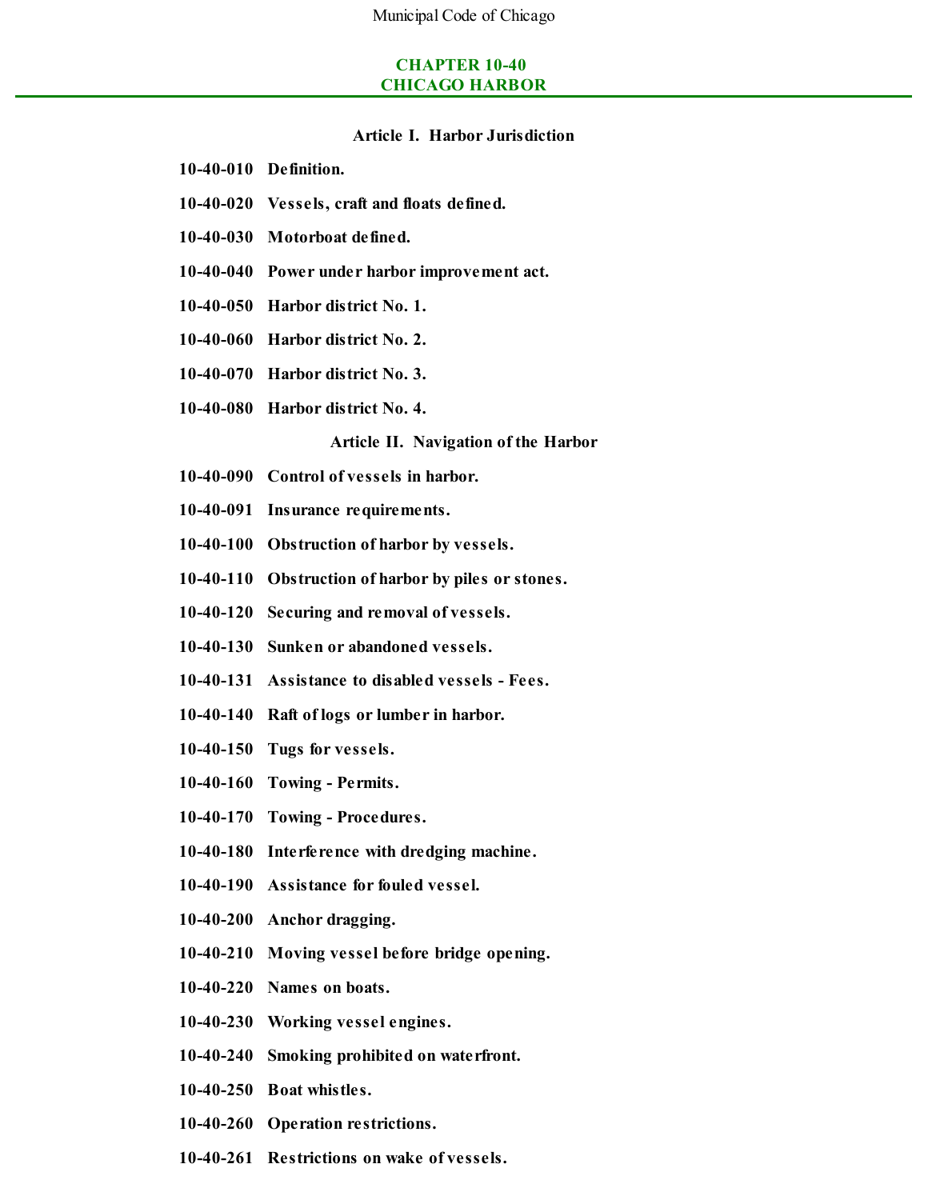# CHAPTER 10-40
# CHICAGO HARBOR

### Article I. Harbor Jurisdiction

**10-40-010 Definition.**

**10-40-020 Vessels, craft and floats defined.**

**10-40-030 Motorboat defined.**

**10-40-040 Power under harbor improvement act.**

**10-40-050 Harbor district No. 1.**

**10-40-060 Harbor district No. 2.**

**10-40-070 Harbor district No. 3.**

**10-40-080 Harbor district No. 4.**

### Article II. Navigation of the Harbor

**10-40-090 Control of vessels in harbor.**

**10-40-091 Insurance requirements.**

**10-40-100 Obstruction of harbor by vessels.**

**10-40-110 Obstruction of harbor by piles or stones.**

**10-40-120 Securing and removal of vessels.**

**10-40-130 Sunken or abandoned vessels.**

**10-40-131 Assistance to disabled vessels - Fees.**

**10-40-140 Raft of logs or lumber in harbor.**

**10-40-150 Tugs for vessels.**

**10-40-160 Towing - Permits.**

**10-40-170 Towing - Procedures.**

**10-40-180 Interference with dredging machine.**

**10-40-190 Assistance for fouled vessel.**

**10-40-200 Anchor dragging.**

**10-40-210 Moving vessel before bridge opening.**

**10-40-220 Names on boats.**

**10-40-230 Working vessel engines.**

**10-40-240 Smoking prohibited on waterfront.**

**10-40-250 Boat whistles.**

**10-40-260 Operation restrictions.**

**10-40-261 Restrictions on wake of vessels.**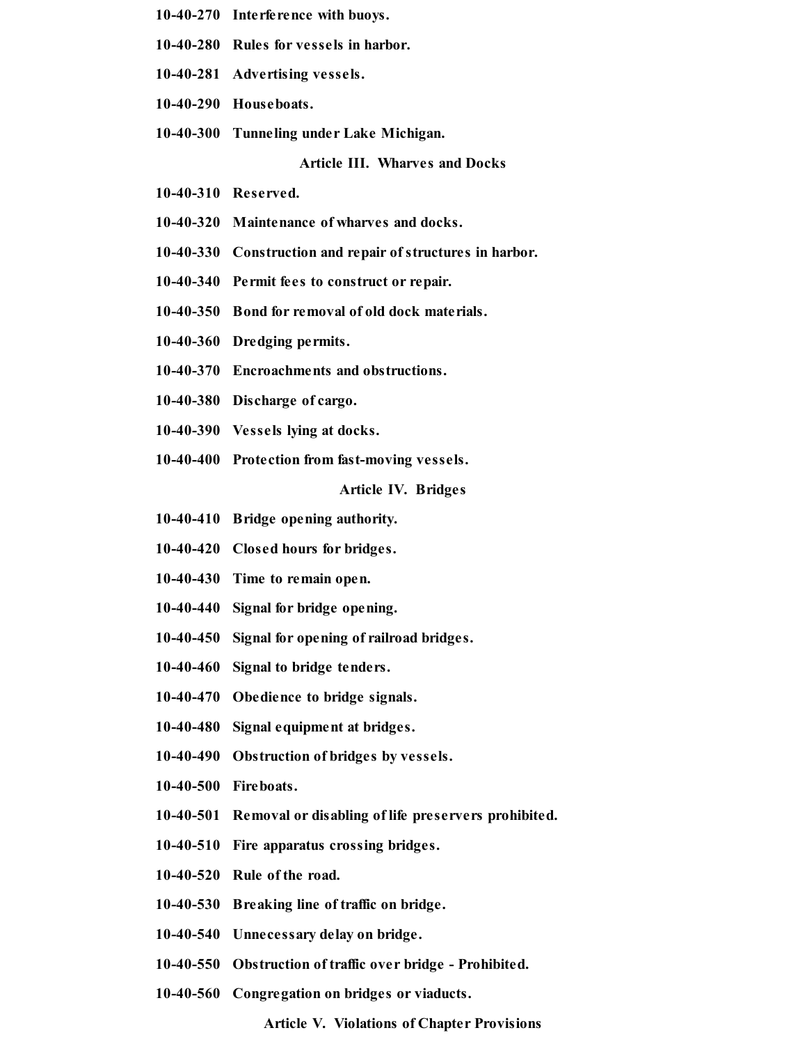**10-40-270 Interference with buoys.**

**10-40-280 Rules for vessels in harbor.**

**10-40-281 Advertising vessels.**

**10-40-290 Houseboats.**

**10-40-300 Tunneling under Lake Michigan.**

## Article III. Wharves and Docks

**10-40-310 Reserved.**

**10-40-320 Maintenance of wharves and docks.**

**10-40-330 Construction and repair of structures in harbor.**

**10-40-340 Permit fees to construct or repair.**

**10-40-350 Bond for removal of old dock materials.**

**10-40-360 Dredging permits.**

**10-40-370 Encroachments and obstructions.**

**10-40-380 Discharge of cargo.**

**10-40-390 Vessels lying at docks.**

**10-40-400 Protection from fast-moving vessels.**

## Article IV. Bridges

**10-40-410 Bridge opening authority.**

**10-40-420 Closed hours for bridges.**

**10-40-430 Time to remain open.**

**10-40-440 Signal for bridge opening.**

**10-40-450 Signal for opening of railroad bridges.**

**10-40-460 Signal to bridge tenders.**

**10-40-470 Obedience to bridge signals.**

**10-40-480 Signal equipment at bridges.**

**10-40-490 Obstruction of bridges by vessels.**

**10-40-500 Fireboats.**

**10-40-501 Removal or disabling of life preservers prohibited.**

**10-40-510 Fire apparatus crossing bridges.**

**10-40-520 Rule of the road.**

**10-40-530 Breaking line of traffic on bridge.**

**10-40-540 Unnecessary delay on bridge.**

**10-40-550 Obstruction of traffic over bridge - Prohibited.**

**10-40-560 Congregation on bridges or viaducts.**

## Article V. Violations of Chapter Provisions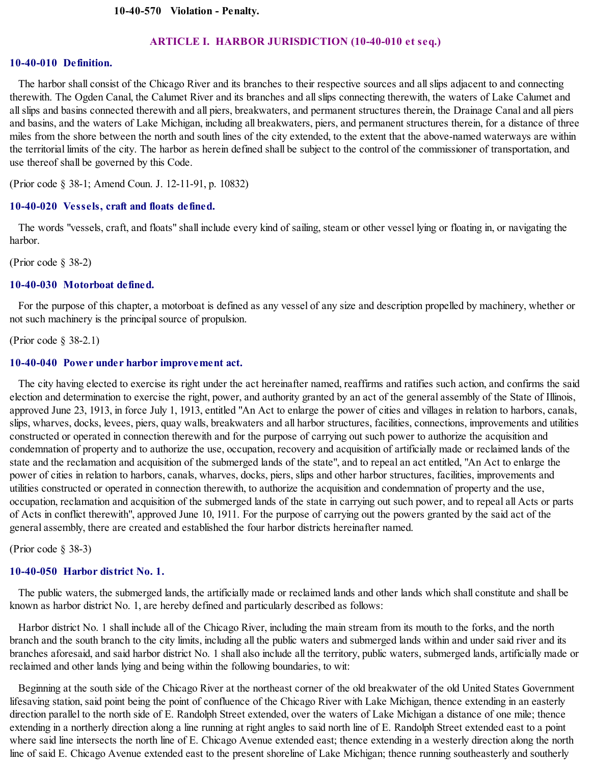**10-40-570 Violation - Penalty.**

## ARTICLE I. HARBOR JURISDICTION (10-40-010 et seq.)

### 10-40-010 Definition.

The harbor shall consist of the Chicago River and its branches to their respective sources and all slips adjacent to and connecting therewith. The Ogden Canal, the Calumet River and its branches and all slips connecting therewith, the waters of Lake Calumet and all slips and basins connected therewith and all piers, breakwaters, and permanent structures therein, the Drainage Canal and all piers and basins, and the waters of Lake Michigan, including all breakwaters, piers, and permanent structures therein, for a distance of three miles from the shore between the north and south lines of the city extended, to the extent that the above-named waterways are within the territorial limits of the city. The harbor as herein defined shall be subject to the control of the commissioner of transportation, and use thereof shall be governed by this Code.

(Prior code § 38-1; Amend Coun. J. 12-11-91, p. 10832)

### 10-40-020 Vessels, craft and floats defined.

The words "vessels, craft, and floats" shall include every kind of sailing, steam or other vessel lying or floating in, or navigating the harbor.

(Prior code § 38-2)

### 10-40-030 Motorboat defined.

For the purpose of this chapter, a motorboat is defined as any vessel of any size and description propelled by machinery, whether or not such machinery is the principal source of propulsion.

(Prior code § 38-2.1)

### 10-40-040 Power under harbor improvement act.

The city having elected to exercise its right under the act hereinafter named, reaffirms and ratifies such action, and confirms the said election and determination to exercise the right, power, and authority granted by an act of the general assembly of the State of Illinois, approved June 23, 1913, in force July 1, 1913, entitled "An Act to enlarge the power of cities and villages in relation to harbors, canals, slips, wharves, docks, levees, piers, quay walls, breakwaters and all harbor structures, facilities, connections, improvements and utilities constructed or operated in connection therewith and for the purpose of carrying out such power to authorize the acquisition and condemnation of property and to authorize the use, occupation, recovery and acquisition of artificially made or reclaimed lands of the state and the reclamation and acquisition of the submerged lands of the state", and to repeal an act entitled, "An Act to enlarge the power of cities in relation to harbors, canals, wharves, docks, piers, slips and other harbor structures, facilities, improvements and utilities constructed or operated in connection therewith, to authorize the acquisition and condemnation of property and the use, occupation, reclamation and acquisition of the submerged lands of the state in carrying out such power, and to repeal all Acts or parts of Acts in conflict therewith", approved June 10, 1911. For the purpose of carrying out the powers granted by the said act of the general assembly, there are created and established the four harbor districts hereinafter named.

(Prior code § 38-3)

### 10-40-050 Harbor district No. 1.

The public waters, the submerged lands, the artificially made or reclaimed lands and other lands which shall constitute and shall be known as harbor district No. 1, are hereby defined and particularly described as follows:

Harbor district No. 1 shall include all of the Chicago River, including the main stream from its mouth to the forks, and the north branch and the south branch to the city limits, including all the public waters and submerged lands within and under said river and its branches aforesaid, and said harbor district No. 1 shall also include all the territory, public waters, submerged lands, artificially made or reclaimed and other lands lying and being within the following boundaries, to wit:

Beginning at the south side of the Chicago River at the northeast corner of the old breakwater of the old United States Government lifesaving station, said point being the point of confluence of the Chicago River with Lake Michigan, thence extending in an easterly direction parallel to the north side of E. Randolph Street extended, over the waters of Lake Michigan a distance of one mile; thence extending in a northerly direction along a line running at right angles to said north line of E. Randolph Street extended east to a point where said line intersects the north line of E. Chicago Avenue extended east; thence extending in a westerly direction along the north line of said E. Chicago Avenue extended east to the present shoreline of Lake Michigan; thence running southeasterly and southerly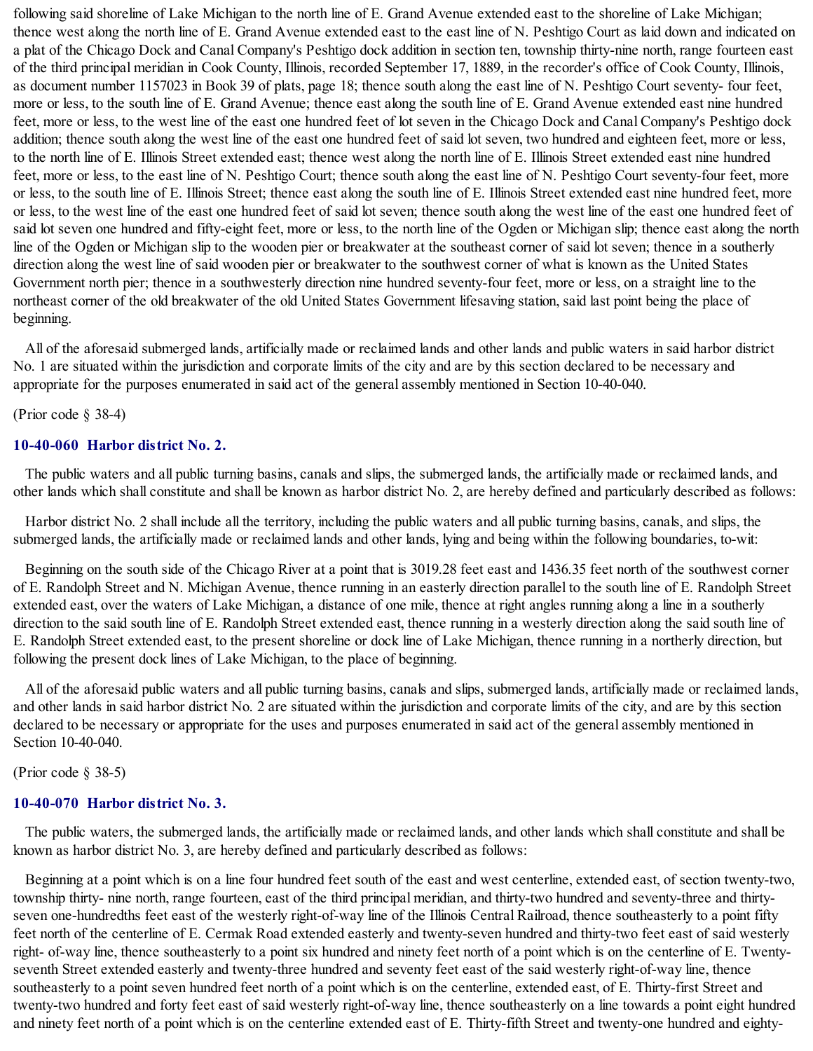following said shoreline of Lake Michigan to the north line of E. Grand Avenue extended east to the shoreline of Lake Michigan; thence west along the north line of E. Grand Avenue extended east to the east line of N. Peshtigo Court as laid down and indicated on a plat of the Chicago Dock and Canal Company's Peshtigo dock addition in section ten, township thirty-nine north, range fourteen east of the third principal meridian in Cook County, Illinois, recorded September 17, 1889, in the recorder's office of Cook County, Illinois, as document number 1157023 in Book 39 of plats, page 18; thence south along the east line of N. Peshtigo Court seventy- four feet, more or less, to the south line of E. Grand Avenue; thence east along the south line of E. Grand Avenue extended east nine hundred feet, more or less, to the west line of the east one hundred feet of lot seven in the Chicago Dock and Canal Company's Peshtigo dock addition; thence south along the west line of the east one hundred feet of said lot seven, two hundred and eighteen feet, more or less, to the north line of E. Illinois Street extended east; thence west along the north line of E. Illinois Street extended east nine hundred feet, more or less, to the east line of N. Peshtigo Court; thence south along the east line of N. Peshtigo Court seventy-four feet, more or less, to the south line of E. Illinois Street; thence east along the south line of E. Illinois Street extended east nine hundred feet, more or less, to the west line of the east one hundred feet of said lot seven; thence south along the west line of the east one hundred feet of said lot seven one hundred and fifty-eight feet, more or less, to the north line of the Ogden or Michigan slip; thence east along the north line of the Ogden or Michigan slip to the wooden pier or breakwater at the southeast corner of said lot seven; thence in a southerly direction along the west line of said wooden pier or breakwater to the southwest corner of what is known as the United States Government north pier; thence in a southwesterly direction nine hundred seventy-four feet, more or less, on a straight line to the northeast corner of the old breakwater of the old United States Government lifesaving station, said last point being the place of beginning.

All of the aforesaid submerged lands, artificially made or reclaimed lands and other lands and public waters in said harbor district No. 1 are situated within the jurisdiction and corporate limits of the city and are by this section declared to be necessary and appropriate for the purposes enumerated in said act of the general assembly mentioned in Section 10-40-040.

(Prior code § 38-4)

### 10-40-060 Harbor district No. 2.

The public waters and all public turning basins, canals and slips, the submerged lands, the artificially made or reclaimed lands, and other lands which shall constitute and shall be known as harbor district No. 2, are hereby defined and particularly described as follows:

Harbor district No. 2 shall include all the territory, including the public waters and all public turning basins, canals, and slips, the submerged lands, the artificially made or reclaimed lands and other lands, lying and being within the following boundaries, to-wit:

Beginning on the south side of the Chicago River at a point that is 3019.28 feet east and 1436.35 feet north of the southwest corner of E. Randolph Street and N. Michigan Avenue, thence running in an easterly direction parallel to the south line of E. Randolph Street extended east, over the waters of Lake Michigan, a distance of one mile, thence at right angles running along a line in a southerly direction to the said south line of E. Randolph Street extended east, thence running in a westerly direction along the said south line of E. Randolph Street extended east, to the present shoreline or dock line of Lake Michigan, thence running in a northerly direction, but following the present dock lines of Lake Michigan, to the place of beginning.

All of the aforesaid public waters and all public turning basins, canals and slips, submerged lands, artificially made or reclaimed lands, and other lands in said harbor district No. 2 are situated within the jurisdiction and corporate limits of the city, and are by this section declared to be necessary or appropriate for the uses and purposes enumerated in said act of the general assembly mentioned in Section 10-40-040.

(Prior code § 38-5)

### 10-40-070 Harbor district No. 3.

The public waters, the submerged lands, the artificially made or reclaimed lands, and other lands which shall constitute and shall be known as harbor district No. 3, are hereby defined and particularly described as follows:

Beginning at a point which is on a line four hundred feet south of the east and west centerline, extended east, of section twenty-two, township thirty- nine north, range fourteen, east of the third principal meridian, and thirty-two hundred and seventy-three and thirty-seven one-hundredths feet east of the westerly right-of-way line of the Illinois Central Railroad, thence southeasterly to a point fifty feet north of the centerline of E. Cermak Road extended easterly and twenty-seven hundred and thirty-two feet east of said westerly right- of-way line, thence southeasterly to a point six hundred and ninety feet north of a point which is on the centerline of E. Twenty-seventh Street extended easterly and twenty-three hundred and seventy feet east of the said westerly right-of-way line, thence southeasterly to a point seven hundred feet north of a point which is on the centerline, extended east, of E. Thirty-first Street and twenty-two hundred and forty feet east of said westerly right-of-way line, thence southeasterly on a line towards a point eight hundred and ninety feet north of a point which is on the centerline extended east of E. Thirty-fifth Street and twenty-one hundred and eighty-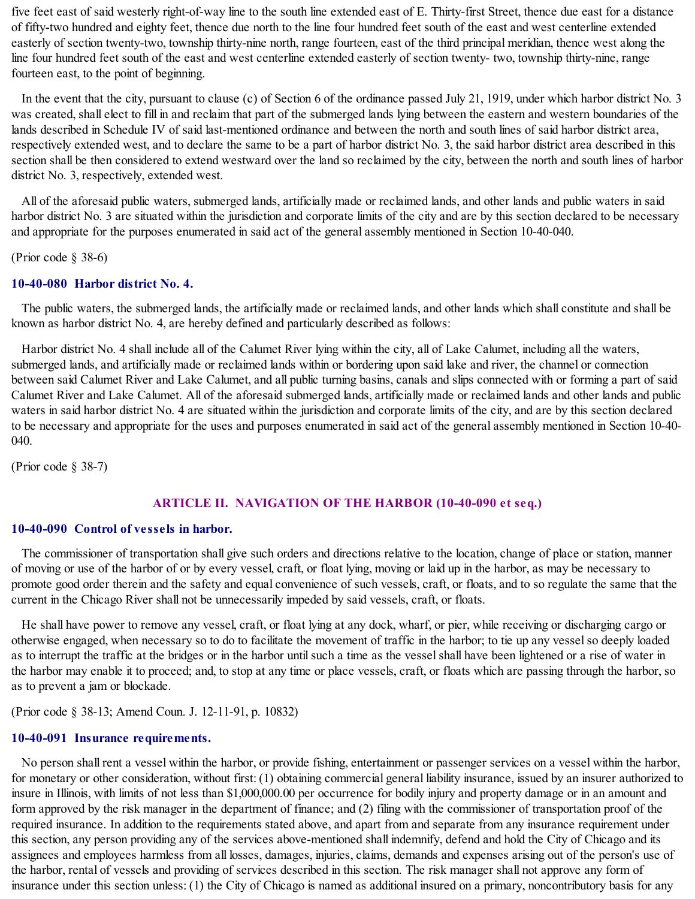five feet east of said westerly right-of-way line to the south line extended east of E. Thirty-first Street, thence due east for a distance of fifty-two hundred and eighty feet, thence due north to the line four hundred feet south of the east and west centerline extended easterly of section twenty-two, township thirty-nine north, range fourteen, east of the third principal meridian, thence west along the line four hundred feet south of the east and west centerline extended easterly of section twenty- two, township thirty-nine, range fourteen east, to the point of beginning.

In the event that the city, pursuant to clause (c) of Section 6 of the ordinance passed July 21, 1919, under which harbor district No. 3 was created, shall elect to fill in and reclaim that part of the submerged lands lying between the eastern and western boundaries of the lands described in Schedule IV of said last-mentioned ordinance and between the north and south lines of said harbor district area, respectively extended west, and to declare the same to be a part of harbor district No. 3, the said harbor district area described in this section shall be then considered to extend westward over the land so reclaimed by the city, between the north and south lines of harbor district No. 3, respectively, extended west.

All of the aforesaid public waters, submerged lands, artificially made or reclaimed lands, and other lands and public waters in said harbor district No. 3 are situated within the jurisdiction and corporate limits of the city and are by this section declared to be necessary and appropriate for the purposes enumerated in said act of the general assembly mentioned in Section 10-40-040.

(Prior code § 38-6)

### 10-40-080 Harbor district No. 4.

The public waters, the submerged lands, the artificially made or reclaimed lands, and other lands which shall constitute and shall be known as harbor district No. 4, are hereby defined and particularly described as follows:

Harbor district No. 4 shall include all of the Calumet River lying within the city, all of Lake Calumet, including all the waters, submerged lands, and artificially made or reclaimed lands within or bordering upon said lake and river, the channel or connection between said Calumet River and Lake Calumet, and all public turning basins, canals and slips connected with or forming a part of said Calumet River and Lake Calumet. All of the aforesaid submerged lands, artificially made or reclaimed lands and other lands and public waters in said harbor district No. 4 are situated within the jurisdiction and corporate limits of the city, and are by this section declared to be necessary and appropriate for the uses and purposes enumerated in said act of the general assembly mentioned in Section 10-40-040.

(Prior code § 38-7)

## ARTICLE II. NAVIGATION OF THE HARBOR (10-40-090 et seq.)

### 10-40-090 Control of vessels in harbor.

The commissioner of transportation shall give such orders and directions relative to the location, change of place or station, manner of moving or use of the harbor of or by every vessel, craft, or float lying, moving or laid up in the harbor, as may be necessary to promote good order therein and the safety and equal convenience of such vessels, craft, or floats, and to so regulate the same that the current in the Chicago River shall not be unnecessarily impeded by said vessels, craft, or floats.

He shall have power to remove any vessel, craft, or float lying at any dock, wharf, or pier, while receiving or discharging cargo or otherwise engaged, when necessary so to do to facilitate the movement of traffic in the harbor; to tie up any vessel so deeply loaded as to interrupt the traffic at the bridges or in the harbor until such a time as the vessel shall have been lightened or a rise of water in the harbor may enable it to proceed; and, to stop at any time or place vessels, craft, or floats which are passing through the harbor, so as to prevent a jam or blockade.

(Prior code § 38-13; Amend Coun. J. 12-11-91, p. 10832)

### 10-40-091 Insurance requirements.

No person shall rent a vessel within the harbor, or provide fishing, entertainment or passenger services on a vessel within the harbor, for monetary or other consideration, without first: (1) obtaining commercial general liability insurance, issued by an insurer authorized to insure in Illinois, with limits of not less than $1,000,000.00 per occurrence for bodily injury and property damage or in an amount and form approved by the risk manager in the department of finance; and (2) filing with the commissioner of transportation proof of the required insurance. In addition to the requirements stated above, and apart from and separate from any insurance requirement under this section, any person providing any of the services above-mentioned shall indemnify, defend and hold the City of Chicago and its assignees and employees harmless from all losses, damages, injuries, claims, demands and expenses arising out of the person's use of the harbor, rental of vessels and providing of services described in this section. The risk manager shall not approve any form of insurance under this section unless: (1) the City of Chicago is named as additional insured on a primary, noncontributory basis for any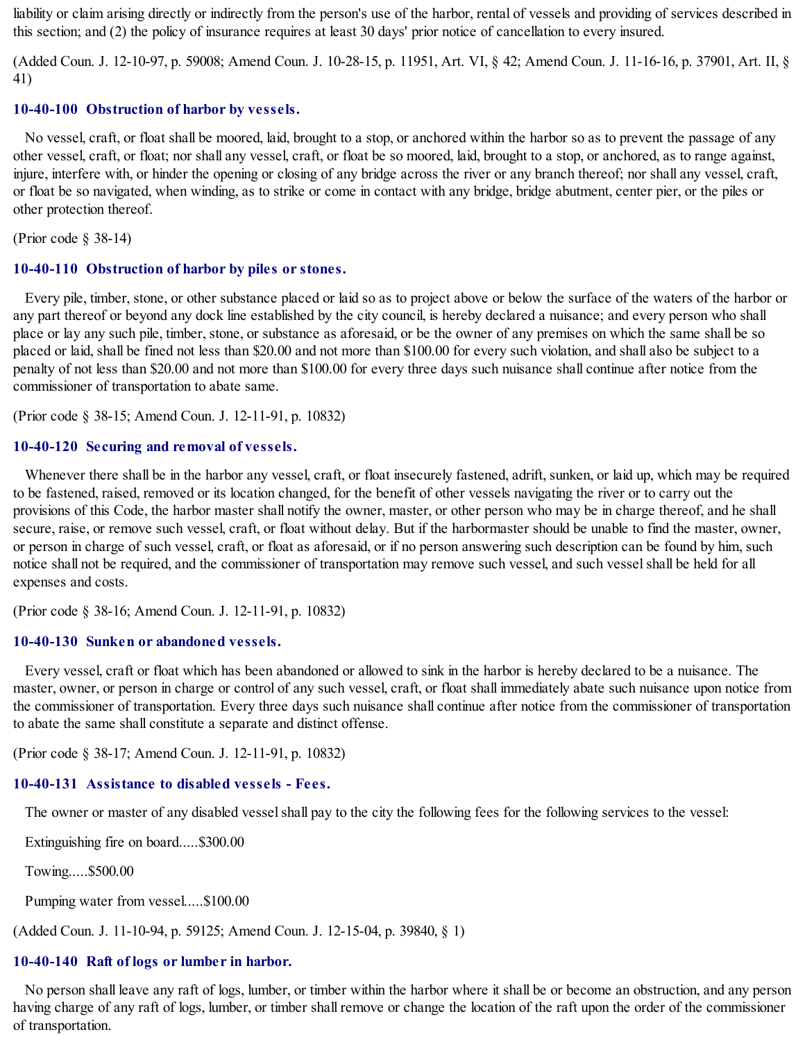liability or claim arising directly or indirectly from the person's use of the harbor, rental of vessels and providing of services described in this section; and (2) the policy of insurance requires at least 30 days' prior notice of cancellation to every insured.

(Added Coun. J. 12-10-97, p. 59008; Amend Coun. J. 10-28-15, p. 11951, Art. VI, § 42; Amend Coun. J. 11-16-16, p. 37901, Art. II, § 41)

### 10-40-100 Obstruction of harbor by vessels.

No vessel, craft, or float shall be moored, laid, brought to a stop, or anchored within the harbor so as to prevent the passage of any other vessel, craft, or float; nor shall any vessel, craft, or float be so moored, laid, brought to a stop, or anchored, as to range against, injure, interfere with, or hinder the opening or closing of any bridge across the river or any branch thereof; nor shall any vessel, craft, or float be so navigated, when winding, as to strike or come in contact with any bridge, bridge abutment, center pier, or the piles or other protection thereof.

(Prior code § 38-14)

### 10-40-110 Obstruction of harbor by piles or stones.

Every pile, timber, stone, or other substance placed or laid so as to project above or below the surface of the waters of the harbor or any part thereof or beyond any dock line established by the city council, is hereby declared a nuisance; and every person who shall place or lay any such pile, timber, stone, or substance as aforesaid, or be the owner of any premises on which the same shall be so placed or laid, shall be fined not less than $20.00 and not more than $100.00 for every such violation, and shall also be subject to a penalty of not less than $20.00 and not more than $100.00 for every three days such nuisance shall continue after notice from the commissioner of transportation to abate same.

(Prior code § 38-15; Amend Coun. J. 12-11-91, p. 10832)

### 10-40-120 Securing and removal of vessels.

Whenever there shall be in the harbor any vessel, craft, or float insecurely fastened, adrift, sunken, or laid up, which may be required to be fastened, raised, removed or its location changed, for the benefit of other vessels navigating the river or to carry out the provisions of this Code, the harbor master shall notify the owner, master, or other person who may be in charge thereof, and he shall secure, raise, or remove such vessel, craft, or float without delay. But if the harbormaster should be unable to find the master, owner, or person in charge of such vessel, craft, or float as aforesaid, or if no person answering such description can be found by him, such notice shall not be required, and the commissioner of transportation may remove such vessel, and such vessel shall be held for all expenses and costs.

(Prior code § 38-16; Amend Coun. J. 12-11-91, p. 10832)

### 10-40-130 Sunken or abandoned vessels.

Every vessel, craft or float which has been abandoned or allowed to sink in the harbor is hereby declared to be a nuisance. The master, owner, or person in charge or control of any such vessel, craft, or float shall immediately abate such nuisance upon notice from the commissioner of transportation. Every three days such nuisance shall continue after notice from the commissioner of transportation to abate the same shall constitute a separate and distinct offense.

(Prior code § 38-17; Amend Coun. J. 12-11-91, p. 10832)

### 10-40-131 Assistance to disabled vessels - Fees.

The owner or master of any disabled vessel shall pay to the city the following fees for the following services to the vessel:

Extinguishing fire on board.....$300.00

Towing.....$500.00

Pumping water from vessel.....$100.00

(Added Coun. J. 11-10-94, p. 59125; Amend Coun. J. 12-15-04, p. 39840, § 1)

### 10-40-140 Raft of logs or lumber in harbor.

No person shall leave any raft of logs, lumber, or timber within the harbor where it shall be or become an obstruction, and any person having charge of any raft of logs, lumber, or timber shall remove or change the location of the raft upon the order of the commissioner of transportation.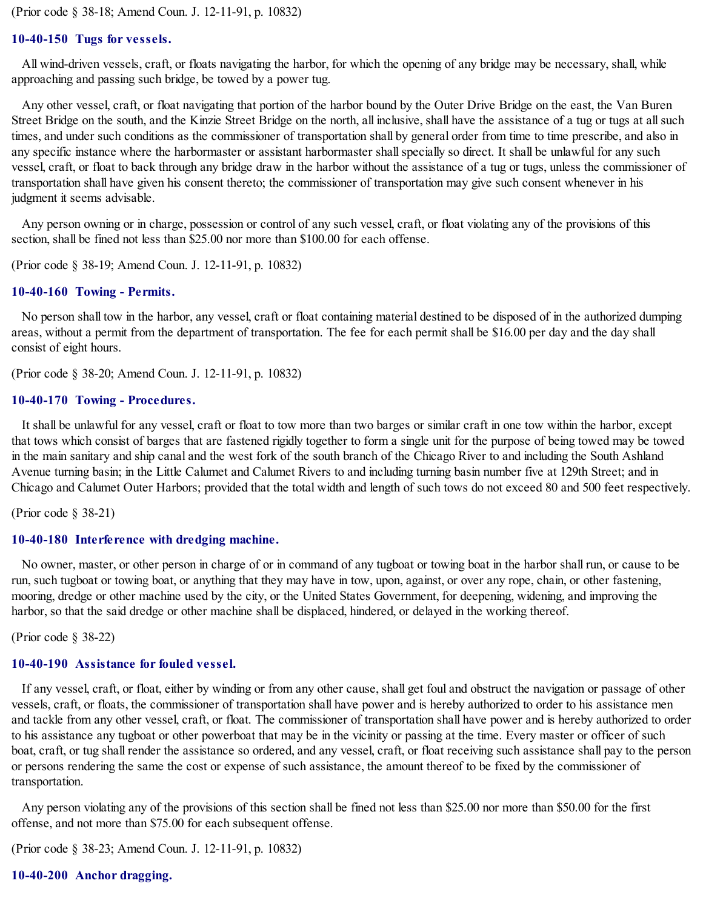(Prior code § 38-18; Amend Coun. J. 12-11-91, p. 10832)

### 10-40-150 Tugs for vessels.

All wind-driven vessels, craft, or floats navigating the harbor, for which the opening of any bridge may be necessary, shall, while approaching and passing such bridge, be towed by a power tug.

Any other vessel, craft, or float navigating that portion of the harbor bound by the Outer Drive Bridge on the east, the Van Buren Street Bridge on the south, and the Kinzie Street Bridge on the north, all inclusive, shall have the assistance of a tug or tugs at all such times, and under such conditions as the commissioner of transportation shall by general order from time to time prescribe, and also in any specific instance where the harbormaster or assistant harbormaster shall specially so direct. It shall be unlawful for any such vessel, craft, or float to back through any bridge draw in the harbor without the assistance of a tug or tugs, unless the commissioner of transportation shall have given his consent thereto; the commissioner of transportation may give such consent whenever in his judgment it seems advisable.

Any person owning or in charge, possession or control of any such vessel, craft, or float violating any of the provisions of this section, shall be fined not less than $25.00 nor more than $100.00 for each offense.

(Prior code § 38-19; Amend Coun. J. 12-11-91, p. 10832)

### 10-40-160 Towing - Permits.

No person shall tow in the harbor, any vessel, craft or float containing material destined to be disposed of in the authorized dumping areas, without a permit from the department of transportation. The fee for each permit shall be $16.00 per day and the day shall consist of eight hours.

(Prior code § 38-20; Amend Coun. J. 12-11-91, p. 10832)

### 10-40-170 Towing - Procedures.

It shall be unlawful for any vessel, craft or float to tow more than two barges or similar craft in one tow within the harbor, except that tows which consist of barges that are fastened rigidly together to form a single unit for the purpose of being towed may be towed in the main sanitary and ship canal and the west fork of the south branch of the Chicago River to and including the South Ashland Avenue turning basin; in the Little Calumet and Calumet Rivers to and including turning basin number five at 129th Street; and in Chicago and Calumet Outer Harbors; provided that the total width and length of such tows do not exceed 80 and 500 feet respectively.

(Prior code § 38-21)

### 10-40-180 Interference with dredging machine.

No owner, master, or other person in charge of or in command of any tugboat or towing boat in the harbor shall run, or cause to be run, such tugboat or towing boat, or anything that they may have in tow, upon, against, or over any rope, chain, or other fastening, mooring, dredge or other machine used by the city, or the United States Government, for deepening, widening, and improving the harbor, so that the said dredge or other machine shall be displaced, hindered, or delayed in the working thereof.

(Prior code § 38-22)

### 10-40-190 Assistance for fouled vessel.

If any vessel, craft, or float, either by winding or from any other cause, shall get foul and obstruct the navigation or passage of other vessels, craft, or floats, the commissioner of transportation shall have power and is hereby authorized to order to his assistance men and tackle from any other vessel, craft, or float. The commissioner of transportation shall have power and is hereby authorized to order to his assistance any tugboat or other powerboat that may be in the vicinity or passing at the time. Every master or officer of such boat, craft, or tug shall render the assistance so ordered, and any vessel, craft, or float receiving such assistance shall pay to the person or persons rendering the same the cost or expense of such assistance, the amount thereof to be fixed by the commissioner of transportation.

Any person violating any of the provisions of this section shall be fined not less than $25.00 nor more than $50.00 for the first offense, and not more than $75.00 for each subsequent offense.

(Prior code § 38-23; Amend Coun. J. 12-11-91, p. 10832)

### 10-40-200 Anchor dragging.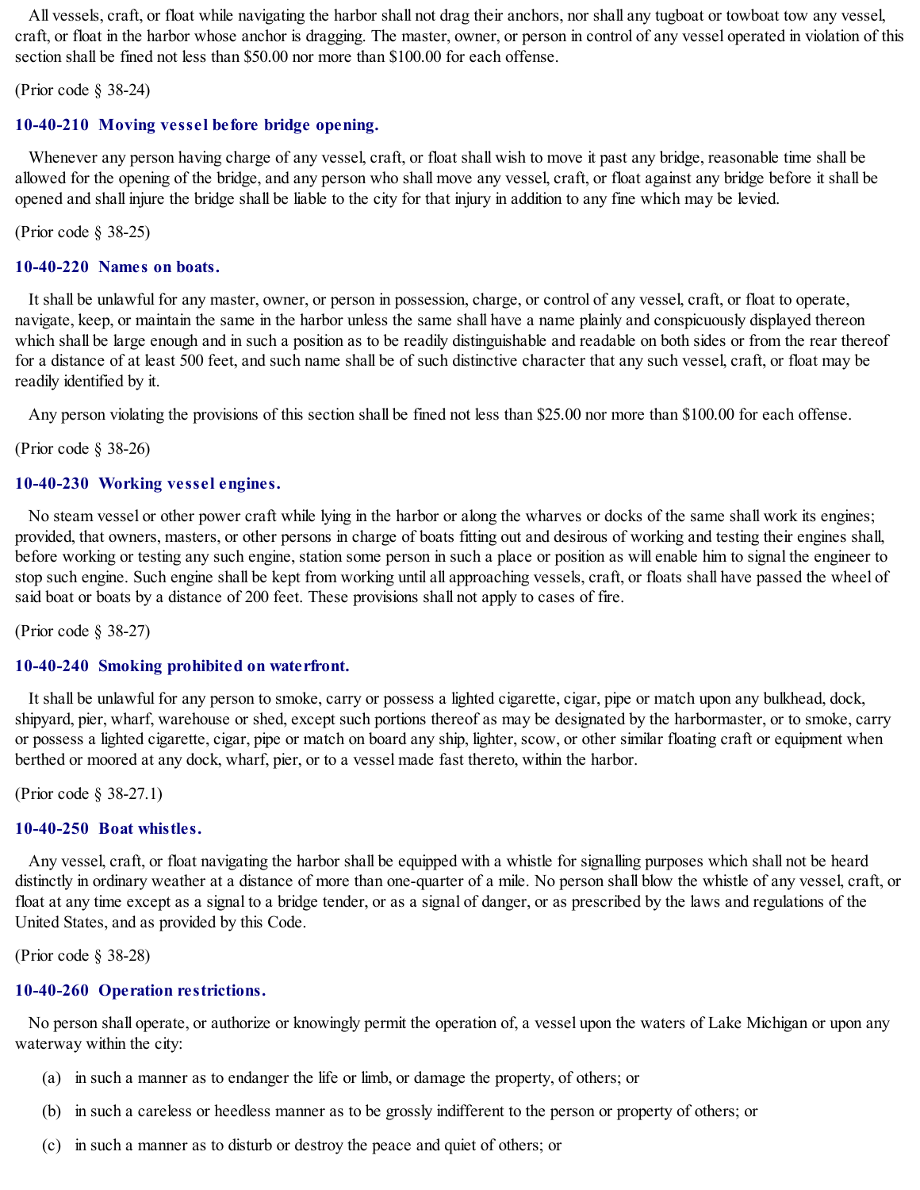All vessels, craft, or float while navigating the harbor shall not drag their anchors, nor shall any tugboat or towboat tow any vessel, craft, or float in the harbor whose anchor is dragging. The master, owner, or person in control of any vessel operated in violation of this section shall be fined not less than $50.00 nor more than $100.00 for each offense.

(Prior code § 38-24)

### 10-40-210 Moving vessel before bridge opening.

Whenever any person having charge of any vessel, craft, or float shall wish to move it past any bridge, reasonable time shall be allowed for the opening of the bridge, and any person who shall move any vessel, craft, or float against any bridge before it shall be opened and shall injure the bridge shall be liable to the city for that injury in addition to any fine which may be levied.

(Prior code § 38-25)

### 10-40-220 Names on boats.

It shall be unlawful for any master, owner, or person in possession, charge, or control of any vessel, craft, or float to operate, navigate, keep, or maintain the same in the harbor unless the same shall have a name plainly and conspicuously displayed thereon which shall be large enough and in such a position as to be readily distinguishable and readable on both sides or from the rear thereof for a distance of at least 500 feet, and such name shall be of such distinctive character that any such vessel, craft, or float may be readily identified by it.

Any person violating the provisions of this section shall be fined not less than $25.00 nor more than $100.00 for each offense.

(Prior code § 38-26)

### 10-40-230 Working vessel engines.

No steam vessel or other power craft while lying in the harbor or along the wharves or docks of the same shall work its engines; provided, that owners, masters, or other persons in charge of boats fitting out and desirous of working and testing their engines shall, before working or testing any such engine, station some person in such a place or position as will enable him to signal the engineer to stop such engine. Such engine shall be kept from working until all approaching vessels, craft, or floats shall have passed the wheel of said boat or boats by a distance of 200 feet. These provisions shall not apply to cases of fire.

(Prior code § 38-27)

### 10-40-240 Smoking prohibited on waterfront.

It shall be unlawful for any person to smoke, carry or possess a lighted cigarette, cigar, pipe or match upon any bulkhead, dock, shipyard, pier, wharf, warehouse or shed, except such portions thereof as may be designated by the harbormaster, or to smoke, carry or possess a lighted cigarette, cigar, pipe or match on board any ship, lighter, scow, or other similar floating craft or equipment when berthed or moored at any dock, wharf, pier, or to a vessel made fast thereto, within the harbor.

(Prior code § 38-27.1)

### 10-40-250 Boat whistles.

Any vessel, craft, or float navigating the harbor shall be equipped with a whistle for signalling purposes which shall not be heard distinctly in ordinary weather at a distance of more than one-quarter of a mile. No person shall blow the whistle of any vessel, craft, or float at any time except as a signal to a bridge tender, or as a signal of danger, or as prescribed by the laws and regulations of the United States, and as provided by this Code.

(Prior code § 38-28)

### 10-40-260 Operation restrictions.

No person shall operate, or authorize or knowingly permit the operation of, a vessel upon the waters of Lake Michigan or upon any waterway within the city:

(a) in such a manner as to endanger the life or limb, or damage the property, of others; or

(b) in such a careless or heedless manner as to be grossly indifferent to the person or property of others; or

(c) in such a manner as to disturb or destroy the peace and quiet of others; or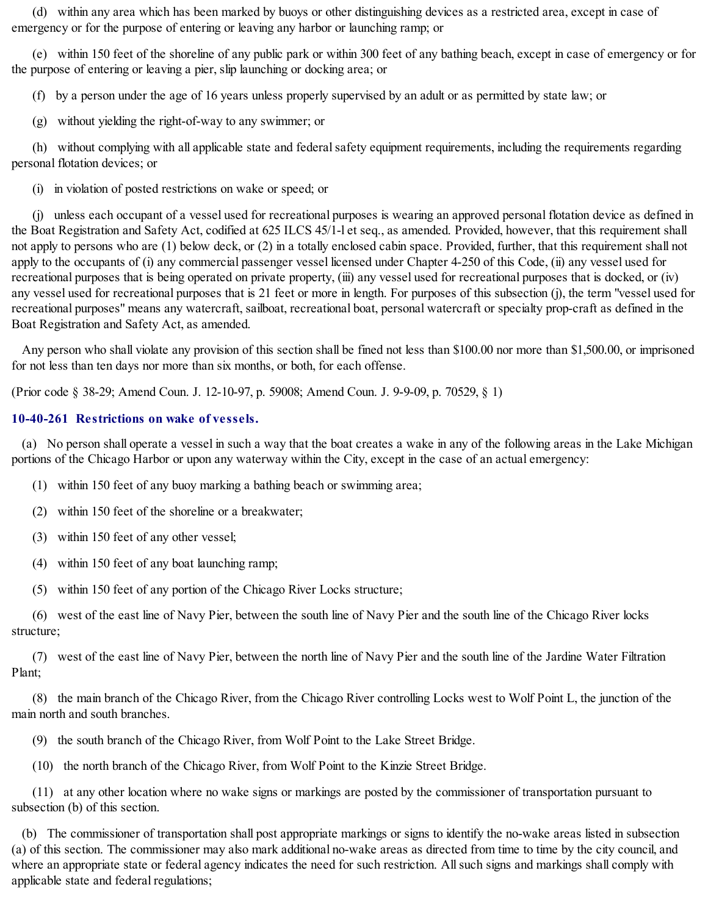(d) within any area which has been marked by buoys or other distinguishing devices as a restricted area, except in case of emergency or for the purpose of entering or leaving any harbor or launching ramp; or

(e) within 150 feet of the shoreline of any public park or within 300 feet of any bathing beach, except in case of emergency or for the purpose of entering or leaving a pier, slip launching or docking area; or

(f) by a person under the age of 16 years unless properly supervised by an adult or as permitted by state law; or

(g) without yielding the right-of-way to any swimmer; or

(h) without complying with all applicable state and federal safety equipment requirements, including the requirements regarding personal flotation devices; or

(i) in violation of posted restrictions on wake or speed; or

(j) unless each occupant of a vessel used for recreational purposes is wearing an approved personal flotation device as defined in the Boat Registration and Safety Act, codified at 625 ILCS 45/1-l et seq., as amended. Provided, however, that this requirement shall not apply to persons who are (1) below deck, or (2) in a totally enclosed cabin space. Provided, further, that this requirement shall not apply to the occupants of (i) any commercial passenger vessel licensed under Chapter 4-250 of this Code, (ii) any vessel used for recreational purposes that is being operated on private property, (iii) any vessel used for recreational purposes that is docked, or (iv) any vessel used for recreational purposes that is 21 feet or more in length. For purposes of this subsection (j), the term "vessel used for recreational purposes" means any watercraft, sailboat, recreational boat, personal watercraft or specialty prop-craft as defined in the Boat Registration and Safety Act, as amended.

Any person who shall violate any provision of this section shall be fined not less than $100.00 nor more than $1,500.00, or imprisoned for not less than ten days nor more than six months, or both, for each offense.

(Prior code § 38-29; Amend Coun. J. 12-10-97, p. 59008; Amend Coun. J. 9-9-09, p. 70529, § 1)

### 10-40-261 Restrictions on wake of vessels.

(a) No person shall operate a vessel in such a way that the boat creates a wake in any of the following areas in the Lake Michigan portions of the Chicago Harbor or upon any waterway within the City, except in the case of an actual emergency:

(1) within 150 feet of any buoy marking a bathing beach or swimming area;

(2) within 150 feet of the shoreline or a breakwater;

(3) within 150 feet of any other vessel;

(4) within 150 feet of any boat launching ramp;

(5) within 150 feet of any portion of the Chicago River Locks structure;

(6) west of the east line of Navy Pier, between the south line of Navy Pier and the south line of the Chicago River locks structure;

(7) west of the east line of Navy Pier, between the north line of Navy Pier and the south line of the Jardine Water Filtration Plant;

(8) the main branch of the Chicago River, from the Chicago River controlling Locks west to Wolf Point L, the junction of the main north and south branches.

(9) the south branch of the Chicago River, from Wolf Point to the Lake Street Bridge.

(10) the north branch of the Chicago River, from Wolf Point to the Kinzie Street Bridge.

(11) at any other location where no wake signs or markings are posted by the commissioner of transportation pursuant to subsection (b) of this section.

(b) The commissioner of transportation shall post appropriate markings or signs to identify the no-wake areas listed in subsection (a) of this section. The commissioner may also mark additional no-wake areas as directed from time to time by the city council, and where an appropriate state or federal agency indicates the need for such restriction. All such signs and markings shall comply with applicable state and federal regulations;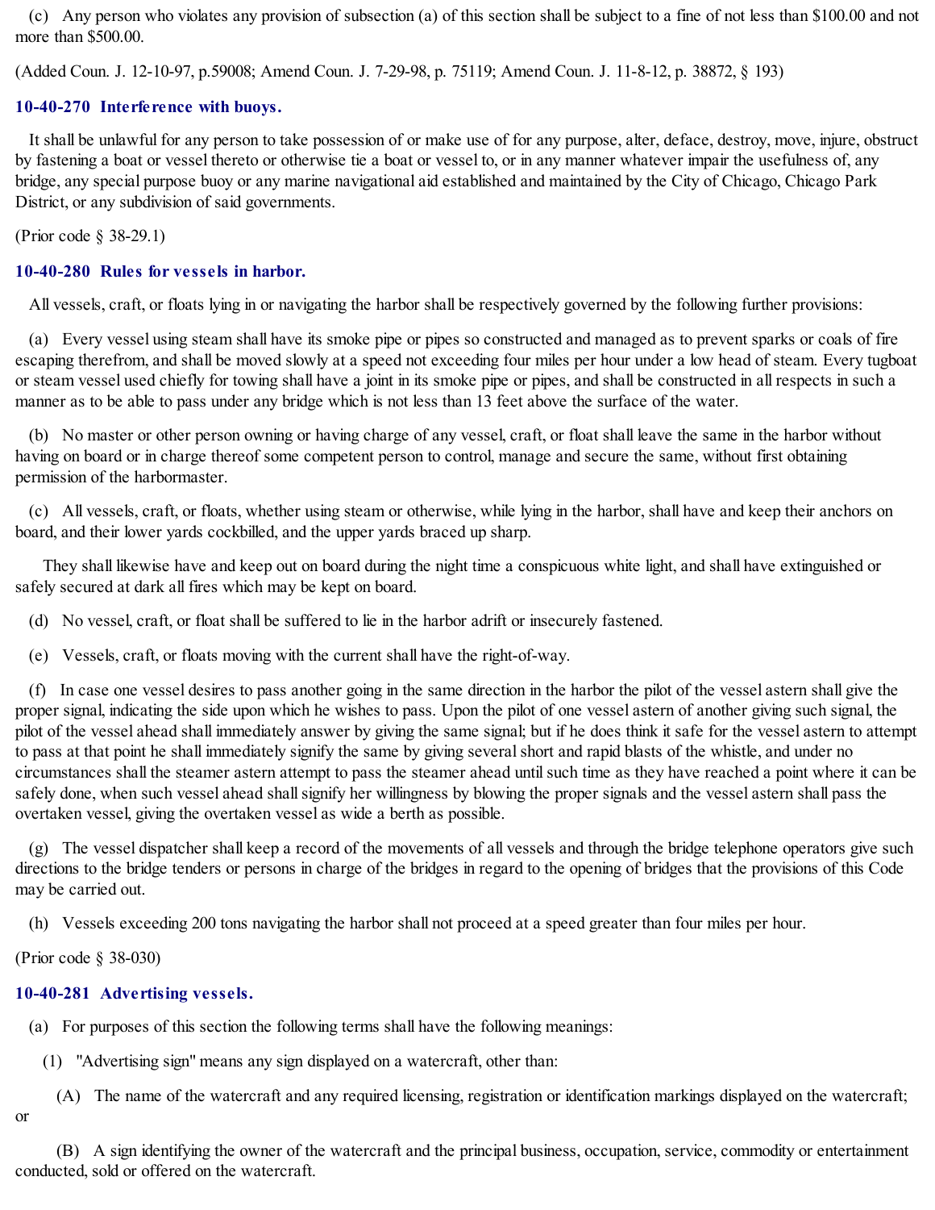(c) Any person who violates any provision of subsection (a) of this section shall be subject to a fine of not less than $100.00 and not more than $500.00.

(Added Coun. J. 12-10-97, p.59008; Amend Coun. J. 7-29-98, p. 75119; Amend Coun. J. 11-8-12, p. 38872, § 193)

### 10-40-270 Interference with buoys.

It shall be unlawful for any person to take possession of or make use of for any purpose, alter, deface, destroy, move, injure, obstruct by fastening a boat or vessel thereto or otherwise tie a boat or vessel to, or in any manner whatever impair the usefulness of, any bridge, any special purpose buoy or any marine navigational aid established and maintained by the City of Chicago, Chicago Park District, or any subdivision of said governments.

(Prior code § 38-29.1)

### 10-40-280 Rules for vessels in harbor.

All vessels, craft, or floats lying in or navigating the harbor shall be respectively governed by the following further provisions:

(a) Every vessel using steam shall have its smoke pipe or pipes so constructed and managed as to prevent sparks or coals of fire escaping therefrom, and shall be moved slowly at a speed not exceeding four miles per hour under a low head of steam. Every tugboat or steam vessel used chiefly for towing shall have a joint in its smoke pipe or pipes, and shall be constructed in all respects in such a manner as to be able to pass under any bridge which is not less than 13 feet above the surface of the water.

(b) No master or other person owning or having charge of any vessel, craft, or float shall leave the same in the harbor without having on board or in charge thereof some competent person to control, manage and secure the same, without first obtaining permission of the harbormaster.

(c) All vessels, craft, or floats, whether using steam or otherwise, while lying in the harbor, shall have and keep their anchors on board, and their lower yards cockbilled, and the upper yards braced up sharp.

They shall likewise have and keep out on board during the night time a conspicuous white light, and shall have extinguished or safely secured at dark all fires which may be kept on board.

(d) No vessel, craft, or float shall be suffered to lie in the harbor adrift or insecurely fastened.

(e) Vessels, craft, or floats moving with the current shall have the right-of-way.

(f) In case one vessel desires to pass another going in the same direction in the harbor the pilot of the vessel astern shall give the proper signal, indicating the side upon which he wishes to pass. Upon the pilot of one vessel astern of another giving such signal, the pilot of the vessel ahead shall immediately answer by giving the same signal; but if he does think it safe for the vessel astern to attempt to pass at that point he shall immediately signify the same by giving several short and rapid blasts of the whistle, and under no circumstances shall the steamer astern attempt to pass the steamer ahead until such time as they have reached a point where it can be safely done, when such vessel ahead shall signify her willingness by blowing the proper signals and the vessel astern shall pass the overtaken vessel, giving the overtaken vessel as wide a berth as possible.

(g) The vessel dispatcher shall keep a record of the movements of all vessels and through the bridge telephone operators give such directions to the bridge tenders or persons in charge of the bridges in regard to the opening of bridges that the provisions of this Code may be carried out.

(h) Vessels exceeding 200 tons navigating the harbor shall not proceed at a speed greater than four miles per hour.

(Prior code § 38-030)

### 10-40-281 Advertising vessels.

(a) For purposes of this section the following terms shall have the following meanings:

(1) "Advertising sign" means any sign displayed on a watercraft, other than:

(A) The name of the watercraft and any required licensing, registration or identification markings displayed on the watercraft; or

(B) A sign identifying the owner of the watercraft and the principal business, occupation, service, commodity or entertainment conducted, sold or offered on the watercraft.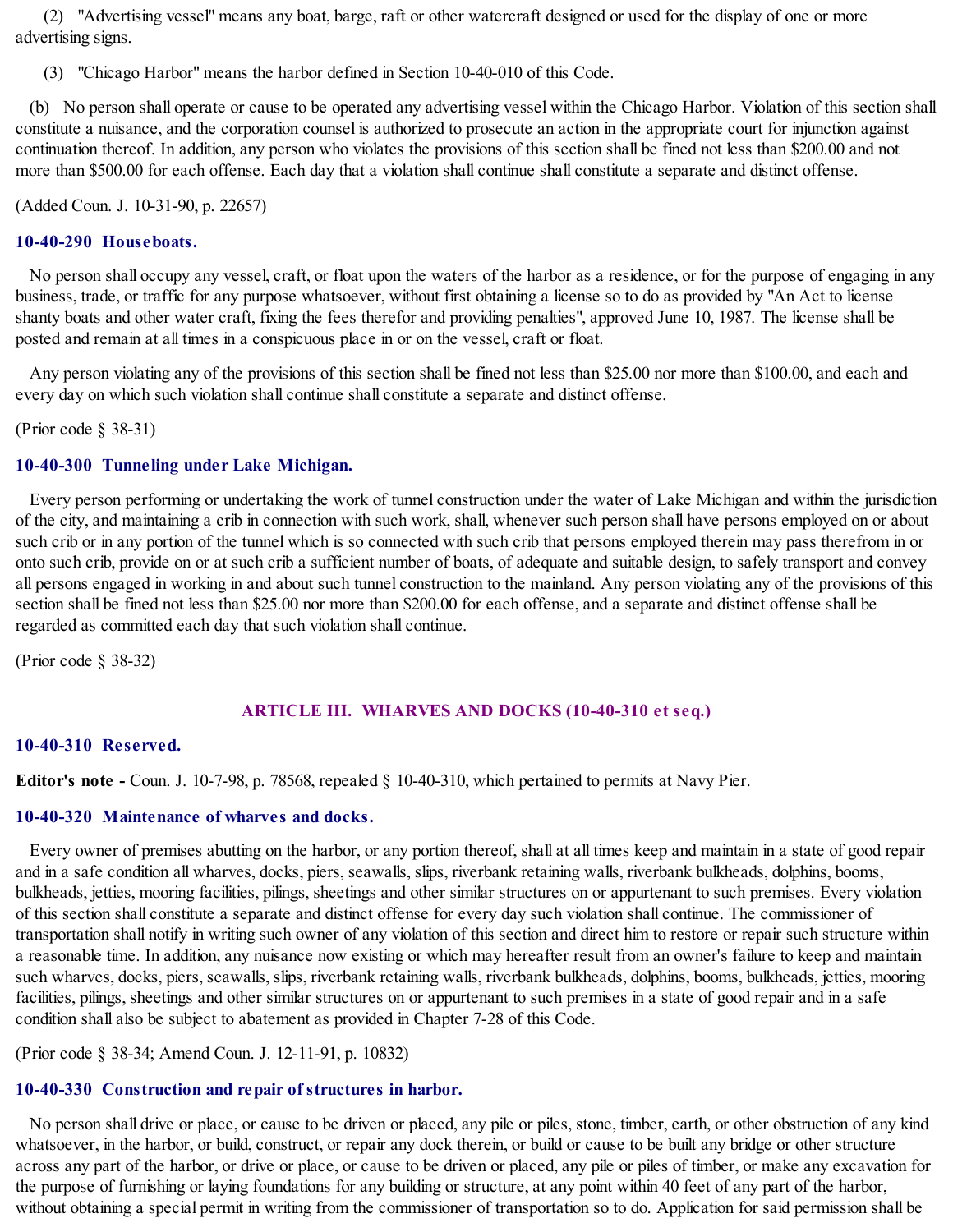(2) "Advertising vessel" means any boat, barge, raft or other watercraft designed or used for the display of one or more advertising signs.

(3) "Chicago Harbor" means the harbor defined in Section 10-40-010 of this Code.

(b) No person shall operate or cause to be operated any advertising vessel within the Chicago Harbor. Violation of this section shall constitute a nuisance, and the corporation counsel is authorized to prosecute an action in the appropriate court for injunction against continuation thereof. In addition, any person who violates the provisions of this section shall be fined not less than $200.00 and not more than $500.00 for each offense. Each day that a violation shall continue shall constitute a separate and distinct offense.

(Added Coun. J. 10-31-90, p. 22657)

### 10-40-290 Houseboats.

No person shall occupy any vessel, craft, or float upon the waters of the harbor as a residence, or for the purpose of engaging in any business, trade, or traffic for any purpose whatsoever, without first obtaining a license so to do as provided by "An Act to license shanty boats and other water craft, fixing the fees therefor and providing penalties", approved June 10, 1987. The license shall be posted and remain at all times in a conspicuous place in or on the vessel, craft or float.

Any person violating any of the provisions of this section shall be fined not less than $25.00 nor more than $100.00, and each and every day on which such violation shall continue shall constitute a separate and distinct offense.

(Prior code § 38-31)

### 10-40-300 Tunneling under Lake Michigan.

Every person performing or undertaking the work of tunnel construction under the water of Lake Michigan and within the jurisdiction of the city, and maintaining a crib in connection with such work, shall, whenever such person shall have persons employed on or about such crib or in any portion of the tunnel which is so connected with such crib that persons employed therein may pass therefrom in or onto such crib, provide on or at such crib a sufficient number of boats, of adequate and suitable design, to safely transport and convey all persons engaged in working in and about such tunnel construction to the mainland. Any person violating any of the provisions of this section shall be fined not less than $25.00 nor more than $200.00 for each offense, and a separate and distinct offense shall be regarded as committed each day that such violation shall continue.

(Prior code § 38-32)

## ARTICLE III. WHARVES AND DOCKS (10-40-310 et seq.)

### 10-40-310 Reserved.

**Editor's note -** Coun. J. 10-7-98, p. 78568, repealed § 10-40-310, which pertained to permits at Navy Pier.

### 10-40-320 Maintenance of wharves and docks.

Every owner of premises abutting on the harbor, or any portion thereof, shall at all times keep and maintain in a state of good repair and in a safe condition all wharves, docks, piers, seawalls, slips, riverbank retaining walls, riverbank bulkheads, dolphins, booms, bulkheads, jetties, mooring facilities, pilings, sheetings and other similar structures on or appurtenant to such premises. Every violation of this section shall constitute a separate and distinct offense for every day such violation shall continue. The commissioner of transportation shall notify in writing such owner of any violation of this section and direct him to restore or repair such structure within a reasonable time. In addition, any nuisance now existing or which may hereafter result from an owner's failure to keep and maintain such wharves, docks, piers, seawalls, slips, riverbank retaining walls, riverbank bulkheads, dolphins, booms, bulkheads, jetties, mooring facilities, pilings, sheetings and other similar structures on or appurtenant to such premises in a state of good repair and in a safe condition shall also be subject to abatement as provided in Chapter 7-28 of this Code.

(Prior code § 38-34; Amend Coun. J. 12-11-91, p. 10832)

### 10-40-330 Construction and repair of structures in harbor.

No person shall drive or place, or cause to be driven or placed, any pile or piles, stone, timber, earth, or other obstruction of any kind whatsoever, in the harbor, or build, construct, or repair any dock therein, or build or cause to be built any bridge or other structure across any part of the harbor, or drive or place, or cause to be driven or placed, any pile or piles of timber, or make any excavation for the purpose of furnishing or laying foundations for any building or structure, at any point within 40 feet of any part of the harbor, without obtaining a special permit in writing from the commissioner of transportation so to do. Application for said permission shall be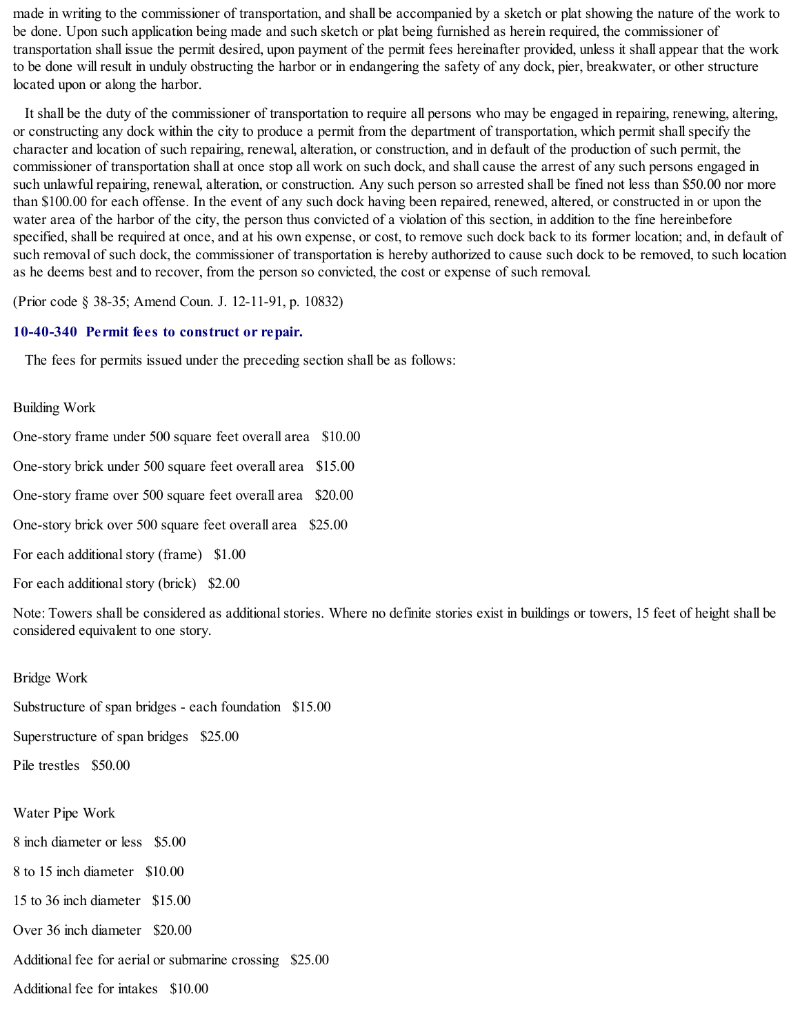made in writing to the commissioner of transportation, and shall be accompanied by a sketch or plat showing the nature of the work to be done. Upon such application being made and such sketch or plat being furnished as herein required, the commissioner of transportation shall issue the permit desired, upon payment of the permit fees hereinafter provided, unless it shall appear that the work to be done will result in unduly obstructing the harbor or in endangering the safety of any dock, pier, breakwater, or other structure located upon or along the harbor.

It shall be the duty of the commissioner of transportation to require all persons who may be engaged in repairing, renewing, altering, or constructing any dock within the city to produce a permit from the department of transportation, which permit shall specify the character and location of such repairing, renewal, alteration, or construction, and in default of the production of such permit, the commissioner of transportation shall at once stop all work on such dock, and shall cause the arrest of any such persons engaged in such unlawful repairing, renewal, alteration, or construction. Any such person so arrested shall be fined not less than $50.00 nor more than $100.00 for each offense. In the event of any such dock having been repaired, renewed, altered, or constructed in or upon the water area of the harbor of the city, the person thus convicted of a violation of this section, in addition to the fine hereinbefore specified, shall be required at once, and at his own expense, or cost, to remove such dock back to its former location; and, in default of such removal of such dock, the commissioner of transportation is hereby authorized to cause such dock to be removed, to such location as he deems best and to recover, from the person so convicted, the cost or expense of such removal.

(Prior code § 38-35; Amend Coun. J. 12-11-91, p. 10832)

### 10-40-340 Permit fees to construct or repair.

The fees for permits issued under the preceding section shall be as follows:

Building Work

One-story frame under 500 square feet overall area   $10.00

One-story brick under 500 square feet overall area   $15.00

One-story frame over 500 square feet overall area   $20.00

One-story brick over 500 square feet overall area   $25.00

For each additional story (frame)   $1.00

For each additional story (brick)   $2.00

Note: Towers shall be considered as additional stories. Where no definite stories exist in buildings or towers, 15 feet of height shall be considered equivalent to one story.

Bridge Work

Substructure of span bridges - each foundation   $15.00

Superstructure of span bridges   $25.00

Pile trestles   $50.00

Water Pipe Work

8 inch diameter or less   $5.00

8 to 15 inch diameter   $10.00

15 to 36 inch diameter   $15.00

Over 36 inch diameter   $20.00

Additional fee for aerial or submarine crossing   $25.00

Additional fee for intakes   $10.00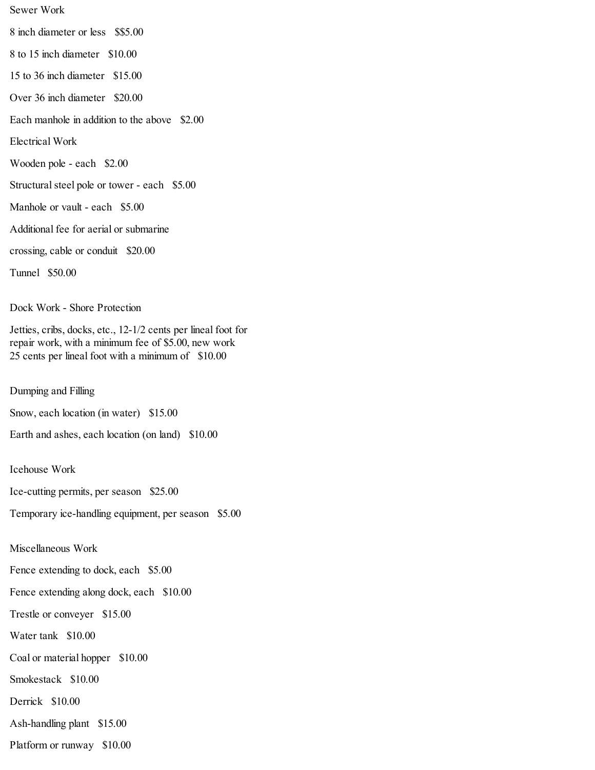Sewer Work

8 inch diameter or less   $$5.00

8 to 15 inch diameter   $10.00

15 to 36 inch diameter   $15.00

Over 36 inch diameter   $20.00

Each manhole in addition to the above   $2.00

Electrical Work

Wooden pole - each   $2.00

Structural steel pole or tower - each   $5.00

Manhole or vault - each   $5.00

Additional fee for aerial or submarine

crossing, cable or conduit   $20.00

Tunnel   $50.00

Dock Work - Shore Protection

Jetties, cribs, docks, etc., 12-1/2 cents per lineal foot for repair work, with a minimum fee of $5.00, new work 25 cents per lineal foot with a minimum of   $10.00

Dumping and Filling

Snow, each location (in water)   $15.00

Earth and ashes, each location (on land)   $10.00

Icehouse Work

Ice-cutting permits, per season   $25.00

Temporary ice-handling equipment, per season   $5.00

Miscellaneous Work

Fence extending to dock, each   $5.00

Fence extending along dock, each   $10.00

Trestle or conveyer   $15.00

Water tank   $10.00

Coal or material hopper   $10.00

Smokestack   $10.00

Derrick   $10.00

Ash-handling plant   $15.00

Platform or runway   $10.00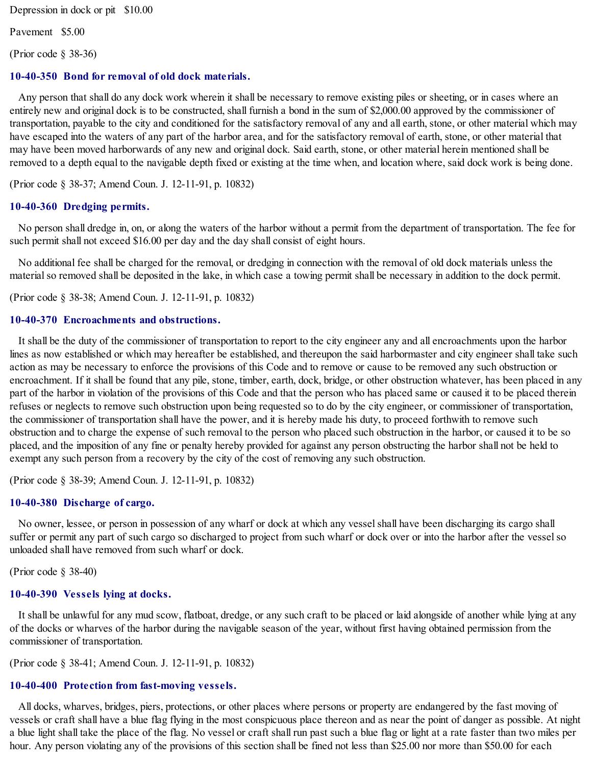Depression in dock or pit   $10.00

Pavement   $5.00

(Prior code § 38-36)

### 10-40-350 Bond for removal of old dock materials.

Any person that shall do any dock work wherein it shall be necessary to remove existing piles or sheeting, or in cases where an entirely new and original dock is to be constructed, shall furnish a bond in the sum of $2,000.00 approved by the commissioner of transportation, payable to the city and conditioned for the satisfactory removal of any and all earth, stone, or other material which may have escaped into the waters of any part of the harbor area, and for the satisfactory removal of earth, stone, or other material that may have been moved harborwards of any new and original dock. Said earth, stone, or other material herein mentioned shall be removed to a depth equal to the navigable depth fixed or existing at the time when, and location where, said dock work is being done.

(Prior code § 38-37; Amend Coun. J. 12-11-91, p. 10832)

### 10-40-360 Dredging permits.

No person shall dredge in, on, or along the waters of the harbor without a permit from the department of transportation. The fee for such permit shall not exceed $16.00 per day and the day shall consist of eight hours.

No additional fee shall be charged for the removal, or dredging in connection with the removal of old dock materials unless the material so removed shall be deposited in the lake, in which case a towing permit shall be necessary in addition to the dock permit.

(Prior code § 38-38; Amend Coun. J. 12-11-91, p. 10832)

### 10-40-370 Encroachments and obstructions.

It shall be the duty of the commissioner of transportation to report to the city engineer any and all encroachments upon the harbor lines as now established or which may hereafter be established, and thereupon the said harbormaster and city engineer shall take such action as may be necessary to enforce the provisions of this Code and to remove or cause to be removed any such obstruction or encroachment. If it shall be found that any pile, stone, timber, earth, dock, bridge, or other obstruction whatever, has been placed in any part of the harbor in violation of the provisions of this Code and that the person who has placed same or caused it to be placed therein refuses or neglects to remove such obstruction upon being requested so to do by the city engineer, or commissioner of transportation, the commissioner of transportation shall have the power, and it is hereby made his duty, to proceed forthwith to remove such obstruction and to charge the expense of such removal to the person who placed such obstruction in the harbor, or caused it to be so placed, and the imposition of any fine or penalty hereby provided for against any person obstructing the harbor shall not be held to exempt any such person from a recovery by the city of the cost of removing any such obstruction.

(Prior code § 38-39; Amend Coun. J. 12-11-91, p. 10832)

### 10-40-380 Discharge of cargo.

No owner, lessee, or person in possession of any wharf or dock at which any vessel shall have been discharging its cargo shall suffer or permit any part of such cargo so discharged to project from such wharf or dock over or into the harbor after the vessel so unloaded shall have removed from such wharf or dock.

(Prior code § 38-40)

### 10-40-390 Vessels lying at docks.

It shall be unlawful for any mud scow, flatboat, dredge, or any such craft to be placed or laid alongside of another while lying at any of the docks or wharves of the harbor during the navigable season of the year, without first having obtained permission from the commissioner of transportation.

(Prior code § 38-41; Amend Coun. J. 12-11-91, p. 10832)

### 10-40-400 Protection from fast-moving vessels.

All docks, wharves, bridges, piers, protections, or other places where persons or property are endangered by the fast moving of vessels or craft shall have a blue flag flying in the most conspicuous place thereon and as near the point of danger as possible. At night a blue light shall take the place of the flag. No vessel or craft shall run past such a blue flag or light at a rate faster than two miles per hour. Any person violating any of the provisions of this section shall be fined not less than $25.00 nor more than $50.00 for each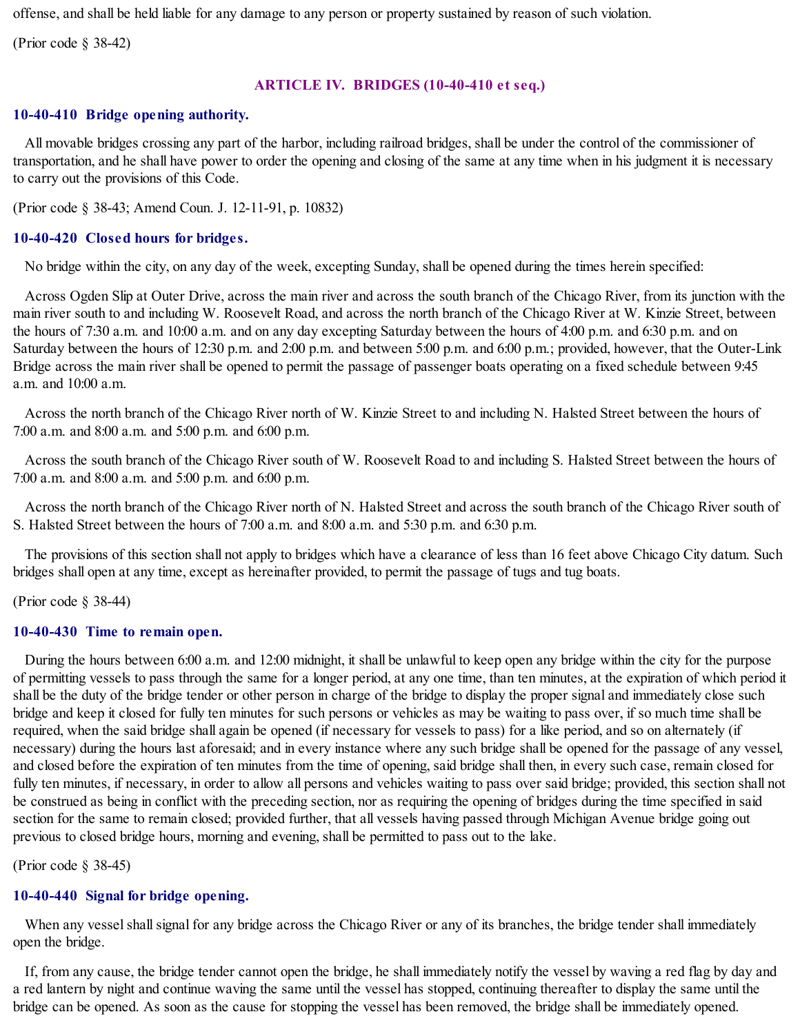offense, and shall be held liable for any damage to any person or property sustained by reason of such violation.

(Prior code § 38-42)

## ARTICLE IV. BRIDGES (10-40-410 et seq.)

### 10-40-410 Bridge opening authority.

All movable bridges crossing any part of the harbor, including railroad bridges, shall be under the control of the commissioner of transportation, and he shall have power to order the opening and closing of the same at any time when in his judgment it is necessary to carry out the provisions of this Code.

(Prior code § 38-43; Amend Coun. J. 12-11-91, p. 10832)

### 10-40-420 Closed hours for bridges.

No bridge within the city, on any day of the week, excepting Sunday, shall be opened during the times herein specified:

Across Ogden Slip at Outer Drive, across the main river and across the south branch of the Chicago River, from its junction with the main river south to and including W. Roosevelt Road, and across the north branch of the Chicago River at W. Kinzie Street, between the hours of 7:30 a.m. and 10:00 a.m. and on any day excepting Saturday between the hours of 4:00 p.m. and 6:30 p.m. and on Saturday between the hours of 12:30 p.m. and 2:00 p.m. and between 5:00 p.m. and 6:00 p.m.; provided, however, that the Outer-Link Bridge across the main river shall be opened to permit the passage of passenger boats operating on a fixed schedule between 9:45 a.m. and 10:00 a.m.

Across the north branch of the Chicago River north of W. Kinzie Street to and including N. Halsted Street between the hours of 7:00 a.m. and 8:00 a.m. and 5:00 p.m. and 6:00 p.m.

Across the south branch of the Chicago River south of W. Roosevelt Road to and including S. Halsted Street between the hours of 7:00 a.m. and 8:00 a.m. and 5:00 p.m. and 6:00 p.m.

Across the north branch of the Chicago River north of N. Halsted Street and across the south branch of the Chicago River south of S. Halsted Street between the hours of 7:00 a.m. and 8:00 a.m. and 5:30 p.m. and 6:30 p.m.

The provisions of this section shall not apply to bridges which have a clearance of less than 16 feet above Chicago City datum. Such bridges shall open at any time, except as hereinafter provided, to permit the passage of tugs and tug boats.

(Prior code § 38-44)

### 10-40-430 Time to remain open.

During the hours between 6:00 a.m. and 12:00 midnight, it shall be unlawful to keep open any bridge within the city for the purpose of permitting vessels to pass through the same for a longer period, at any one time, than ten minutes, at the expiration of which period it shall be the duty of the bridge tender or other person in charge of the bridge to display the proper signal and immediately close such bridge and keep it closed for fully ten minutes for such persons or vehicles as may be waiting to pass over, if so much time shall be required, when the said bridge shall again be opened (if necessary for vessels to pass) for a like period, and so on alternately (if necessary) during the hours last aforesaid; and in every instance where any such bridge shall be opened for the passage of any vessel, and closed before the expiration of ten minutes from the time of opening, said bridge shall then, in every such case, remain closed for fully ten minutes, if necessary, in order to allow all persons and vehicles waiting to pass over said bridge; provided, this section shall not be construed as being in conflict with the preceding section, nor as requiring the opening of bridges during the time specified in said section for the same to remain closed; provided further, that all vessels having passed through Michigan Avenue bridge going out previous to closed bridge hours, morning and evening, shall be permitted to pass out to the lake.

(Prior code § 38-45)

### 10-40-440 Signal for bridge opening.

When any vessel shall signal for any bridge across the Chicago River or any of its branches, the bridge tender shall immediately open the bridge.

If, from any cause, the bridge tender cannot open the bridge, he shall immediately notify the vessel by waving a red flag by day and a red lantern by night and continue waving the same until the vessel has stopped, continuing thereafter to display the same until the bridge can be opened. As soon as the cause for stopping the vessel has been removed, the bridge shall be immediately opened.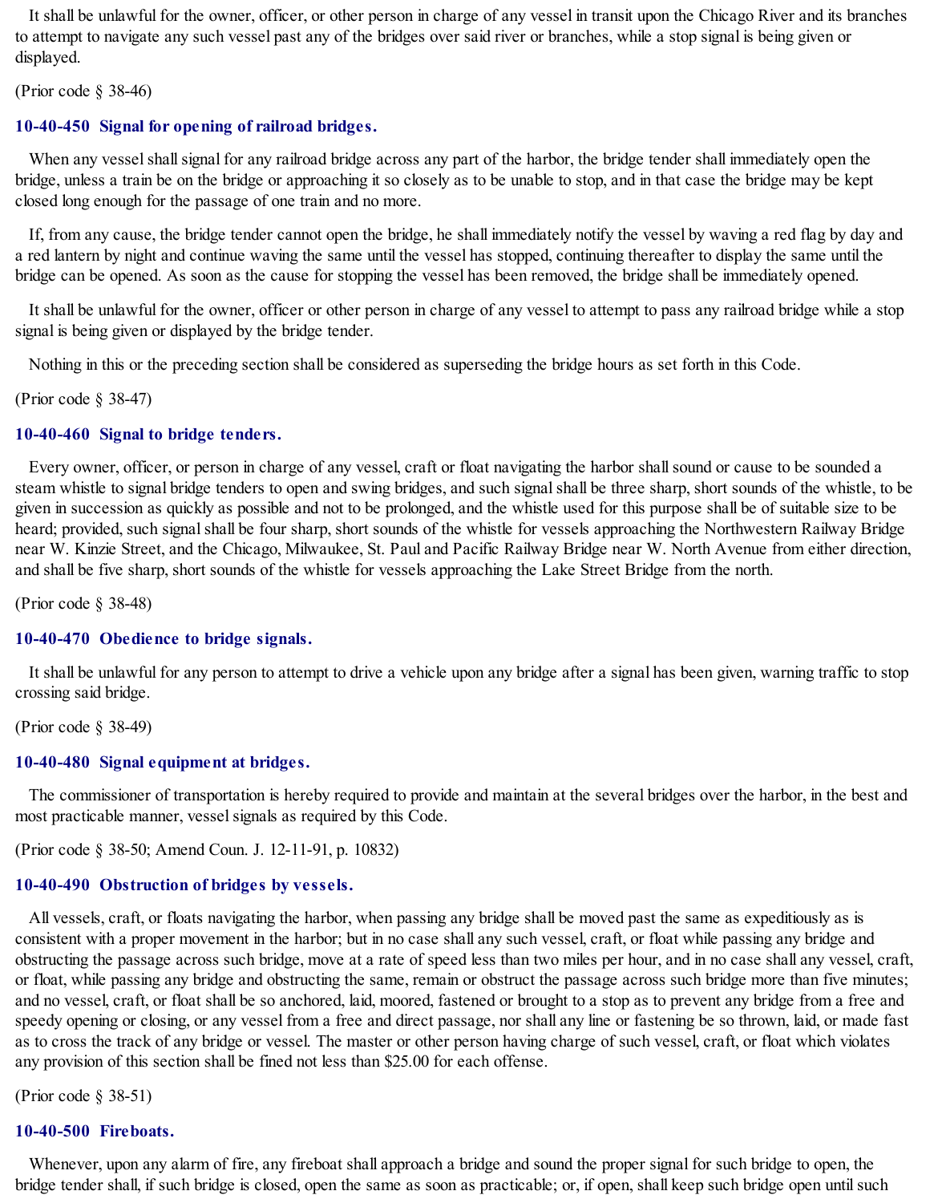It shall be unlawful for the owner, officer, or other person in charge of any vessel in transit upon the Chicago River and its branches to attempt to navigate any such vessel past any of the bridges over said river or branches, while a stop signal is being given or displayed.

(Prior code § 38-46)

### 10-40-450 Signal for opening of railroad bridges.

When any vessel shall signal for any railroad bridge across any part of the harbor, the bridge tender shall immediately open the bridge, unless a train be on the bridge or approaching it so closely as to be unable to stop, and in that case the bridge may be kept closed long enough for the passage of one train and no more.

If, from any cause, the bridge tender cannot open the bridge, he shall immediately notify the vessel by waving a red flag by day and a red lantern by night and continue waving the same until the vessel has stopped, continuing thereafter to display the same until the bridge can be opened. As soon as the cause for stopping the vessel has been removed, the bridge shall be immediately opened.

It shall be unlawful for the owner, officer or other person in charge of any vessel to attempt to pass any railroad bridge while a stop signal is being given or displayed by the bridge tender.

Nothing in this or the preceding section shall be considered as superseding the bridge hours as set forth in this Code.

(Prior code § 38-47)

### 10-40-460 Signal to bridge tenders.

Every owner, officer, or person in charge of any vessel, craft or float navigating the harbor shall sound or cause to be sounded a steam whistle to signal bridge tenders to open and swing bridges, and such signal shall be three sharp, short sounds of the whistle, to be given in succession as quickly as possible and not to be prolonged, and the whistle used for this purpose shall be of suitable size to be heard; provided, such signal shall be four sharp, short sounds of the whistle for vessels approaching the Northwestern Railway Bridge near W. Kinzie Street, and the Chicago, Milwaukee, St. Paul and Pacific Railway Bridge near W. North Avenue from either direction, and shall be five sharp, short sounds of the whistle for vessels approaching the Lake Street Bridge from the north.

(Prior code § 38-48)

### 10-40-470 Obedience to bridge signals.

It shall be unlawful for any person to attempt to drive a vehicle upon any bridge after a signal has been given, warning traffic to stop crossing said bridge.

(Prior code § 38-49)

### 10-40-480 Signal equipment at bridges.

The commissioner of transportation is hereby required to provide and maintain at the several bridges over the harbor, in the best and most practicable manner, vessel signals as required by this Code.

(Prior code § 38-50; Amend Coun. J. 12-11-91, p. 10832)

### 10-40-490 Obstruction of bridges by vessels.

All vessels, craft, or floats navigating the harbor, when passing any bridge shall be moved past the same as expeditiously as is consistent with a proper movement in the harbor; but in no case shall any such vessel, craft, or float while passing any bridge and obstructing the passage across such bridge, move at a rate of speed less than two miles per hour, and in no case shall any vessel, craft, or float, while passing any bridge and obstructing the same, remain or obstruct the passage across such bridge more than five minutes; and no vessel, craft, or float shall be so anchored, laid, moored, fastened or brought to a stop as to prevent any bridge from a free and speedy opening or closing, or any vessel from a free and direct passage, nor shall any line or fastening be so thrown, laid, or made fast as to cross the track of any bridge or vessel. The master or other person having charge of such vessel, craft, or float which violates any provision of this section shall be fined not less than $25.00 for each offense.

(Prior code § 38-51)

### 10-40-500 Fireboats.

Whenever, upon any alarm of fire, any fireboat shall approach a bridge and sound the proper signal for such bridge to open, the bridge tender shall, if such bridge is closed, open the same as soon as practicable; or, if open, shall keep such bridge open until such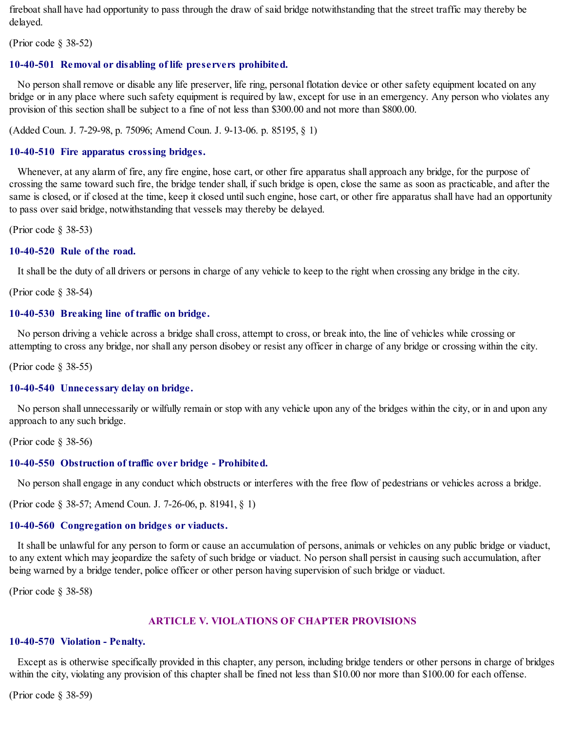fireboat shall have had opportunity to pass through the draw of said bridge notwithstanding that the street traffic may thereby be delayed.

(Prior code § 38-52)

### 10-40-501 Removal or disabling of life preservers prohibited.

No person shall remove or disable any life preserver, life ring, personal flotation device or other safety equipment located on any bridge or in any place where such safety equipment is required by law, except for use in an emergency. Any person who violates any provision of this section shall be subject to a fine of not less than $300.00 and not more than $800.00.

(Added Coun. J. 7-29-98, p. 75096; Amend Coun. J. 9-13-06. p. 85195, § 1)

### 10-40-510 Fire apparatus crossing bridges.

Whenever, at any alarm of fire, any fire engine, hose cart, or other fire apparatus shall approach any bridge, for the purpose of crossing the same toward such fire, the bridge tender shall, if such bridge is open, close the same as soon as practicable, and after the same is closed, or if closed at the time, keep it closed until such engine, hose cart, or other fire apparatus shall have had an opportunity to pass over said bridge, notwithstanding that vessels may thereby be delayed.

(Prior code § 38-53)

### 10-40-520 Rule of the road.

It shall be the duty of all drivers or persons in charge of any vehicle to keep to the right when crossing any bridge in the city.

(Prior code § 38-54)

### 10-40-530 Breaking line of traffic on bridge.

No person driving a vehicle across a bridge shall cross, attempt to cross, or break into, the line of vehicles while crossing or attempting to cross any bridge, nor shall any person disobey or resist any officer in charge of any bridge or crossing within the city.

(Prior code § 38-55)

### 10-40-540 Unnecessary delay on bridge.

No person shall unnecessarily or wilfully remain or stop with any vehicle upon any of the bridges within the city, or in and upon any approach to any such bridge.

(Prior code § 38-56)

### 10-40-550 Obstruction of traffic over bridge - Prohibited.

No person shall engage in any conduct which obstructs or interferes with the free flow of pedestrians or vehicles across a bridge.

(Prior code § 38-57; Amend Coun. J. 7-26-06, p. 81941, § 1)

### 10-40-560 Congregation on bridges or viaducts.

It shall be unlawful for any person to form or cause an accumulation of persons, animals or vehicles on any public bridge or viaduct, to any extent which may jeopardize the safety of such bridge or viaduct. No person shall persist in causing such accumulation, after being warned by a bridge tender, police officer or other person having supervision of such bridge or viaduct.

(Prior code § 38-58)

## ARTICLE V. VIOLATIONS OF CHAPTER PROVISIONS

### 10-40-570 Violation - Penalty.

Except as is otherwise specifically provided in this chapter, any person, including bridge tenders or other persons in charge of bridges within the city, violating any provision of this chapter shall be fined not less than $10.00 nor more than $100.00 for each offense.

(Prior code § 38-59)